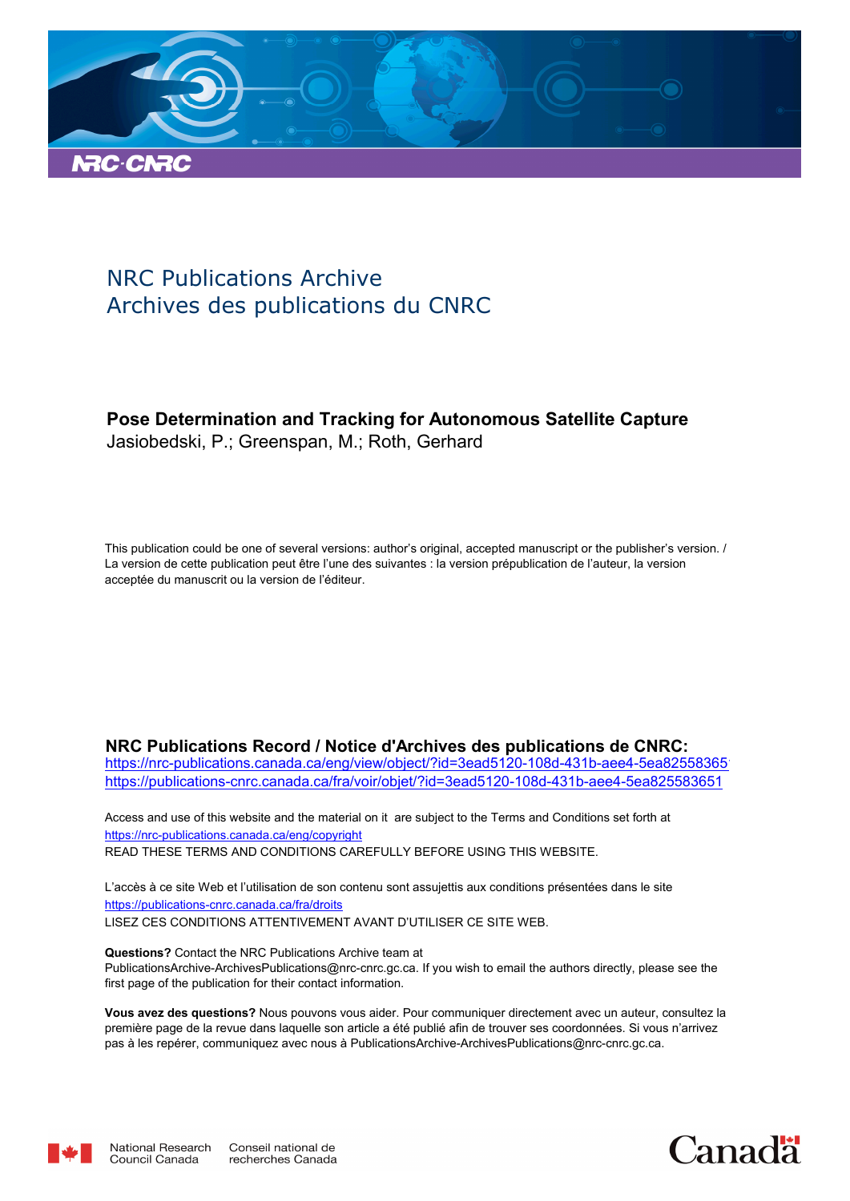NRC Publications Archive
Archives des publications du CNRC

**Pose Determination and Tracking for Autonomous Satellite Capture**
Jasiobedski, P.; Greenspan, M.; Roth, Gerhard

This publication could be one of several versions: author's original, accepted manuscript or the publisher's version. / La version de cette publication peut être l'une des suivantes : la version prépublication de l'auteur, la version acceptée du manuscrit ou la version de l'éditeur.

**NRC Publications Record / Notice d'Archives des publications de CNRC:**
https://nrc-publications.canada.ca/eng/view/object/?id=3ead5120-108d-431b-aee4-5ea825583651
https://publications-cnrc.canada.ca/fra/voir/objet/?id=3ead5120-108d-431b-aee4-5ea825583651

Access and use of this website and the material on it are subject to the Terms and Conditions set forth at
https://nrc-publications.canada.ca/eng/copyright
READ THESE TERMS AND CONDITIONS CAREFULLY BEFORE USING THIS WEBSITE.

L'accès à ce site Web et l'utilisation de son contenu sont assujettis aux conditions présentées dans le site
https://publications-cnrc.canada.ca/fra/droits
LISEZ CES CONDITIONS ATTENTIVEMENT AVANT D'UTILISER CE SITE WEB.

**Questions?** Contact the NRC Publications Archive team at
PublicationsArchive-ArchivesPublications@nrc-cnrc.gc.ca. If you wish to email the authors directly, please see the first page of the publication for their contact information.

**Vous avez des questions?** Nous pouvons vous aider. Pour communiquer directement avec un auteur, consultez la première page de la revue dans laquelle son article a été publié afin de trouver ses coordonnées. Si vous n'arrivez pas à les repérer, communiquez avec nous à PublicationsArchive-ArchivesPublications@nrc-cnrc.gc.ca.

National Research Council Canada | Conseil national de recherches Canada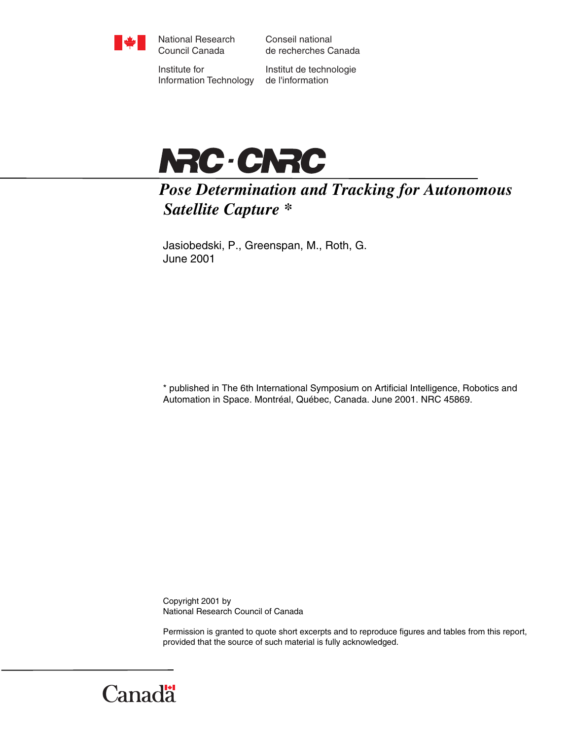National Research Council Canada

Conseil national de recherches Canada

Institute for Information Technology

Institut de technologie de l'information

# NRC · CNRC

## *Pose Determination and Tracking for Autonomous Satellite Capture **

Jasiobedski, P., Greenspan, M., Roth, G.
June 2001

* published in The 6th International Symposium on Artificial Intelligence, Robotics and Automation in Space. Montréal, Québec, Canada. June 2001. NRC 45869.

Copyright 2001 by
National Research Council of Canada

Permission is granted to quote short excerpts and to reproduce figures and tables from this report, provided that the source of such material is fully acknowledged.

Canada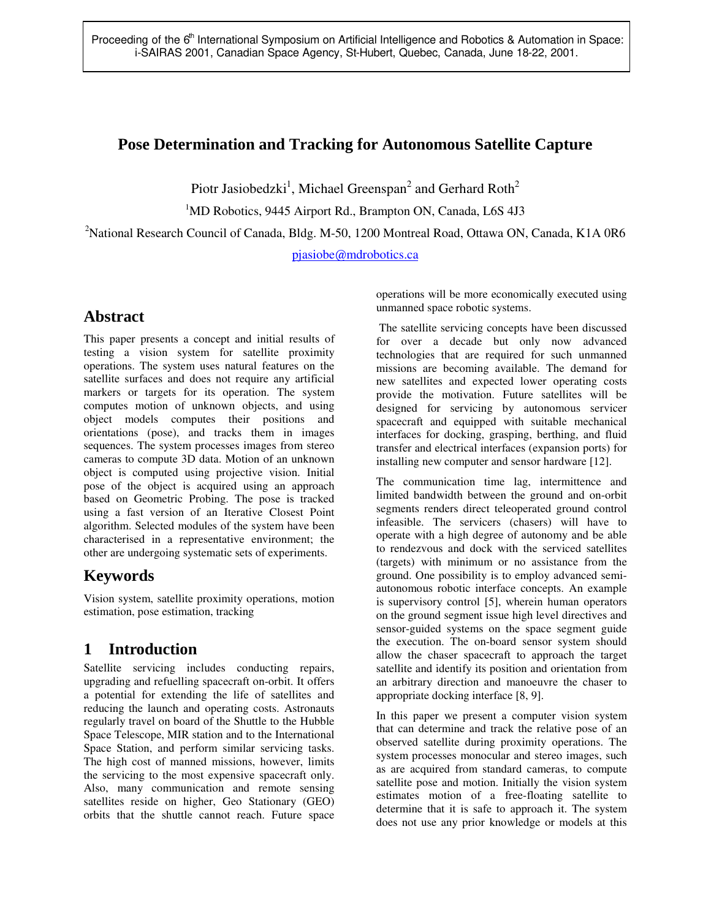Proceeding of the 6th International Symposium on Artificial Intelligence and Robotics & Automation in Space: i-SAIRAS 2001, Canadian Space Agency, St-Hubert, Quebec, Canada, June 18-22, 2001.

# Pose Determination and Tracking for Autonomous Satellite Capture

Piotr Jasiobedzki[1], Michael Greenspan[2] and Gerhard Roth[2]

[1]MD Robotics, 9445 Airport Rd., Brampton ON, Canada, L6S 4J3

[2]National Research Council of Canada, Bldg. M-50, 1200 Montreal Road, Ottawa ON, Canada, K1A 0R6

pjasiobe@mdrobotics.ca

## Abstract

This paper presents a concept and initial results of testing a vision system for satellite proximity operations. The system uses natural features on the satellite surfaces and does not require any artificial markers or targets for its operation. The system computes motion of unknown objects, and using object models computes their positions and orientations (pose), and tracks them in images sequences. The system processes images from stereo cameras to compute 3D data. Motion of an unknown object is computed using projective vision. Initial pose of the object is acquired using an approach based on Geometric Probing. The pose is tracked using a fast version of an Iterative Closest Point algorithm. Selected modules of the system have been characterised in a representative environment; the other are undergoing systematic sets of experiments.

## Keywords

Vision system, satellite proximity operations, motion estimation, pose estimation, tracking

## 1 Introduction

Satellite servicing includes conducting repairs, upgrading and refuelling spacecraft on-orbit. It offers a potential for extending the life of satellites and reducing the launch and operating costs. Astronauts regularly travel on board of the Shuttle to the Hubble Space Telescope, MIR station and to the International Space Station, and perform similar servicing tasks. The high cost of manned missions, however, limits the servicing to the most expensive spacecraft only. Also, many communication and remote sensing satellites reside on higher, Geo Stationary (GEO) orbits that the shuttle cannot reach. Future space operations will be more economically executed using unmanned space robotic systems.

The satellite servicing concepts have been discussed for over a decade but only now advanced technologies that are required for such unmanned missions are becoming available. The demand for new satellites and expected lower operating costs provide the motivation. Future satellites will be designed for servicing by autonomous servicer spacecraft and equipped with suitable mechanical interfaces for docking, grasping, berthing, and fluid transfer and electrical interfaces (expansion ports) for installing new computer and sensor hardware [12].

The communication time lag, intermittence and limited bandwidth between the ground and on-orbit segments renders direct teleoperated ground control infeasible. The servicers (chasers) will have to operate with a high degree of autonomy and be able to rendezvous and dock with the serviced satellites (targets) with minimum or no assistance from the ground. One possibility is to employ advanced semi-autonomous robotic interface concepts. An example is supervisory control [5], wherein human operators on the ground segment issue high level directives and sensor-guided systems on the space segment guide the execution. The on-board sensor system should allow the chaser spacecraft to approach the target satellite and identify its position and orientation from an arbitrary direction and manoeuvre the chaser to appropriate docking interface [8, 9].

In this paper we present a computer vision system that can determine and track the relative pose of an observed satellite during proximity operations. The system processes monocular and stereo images, such as are acquired from standard cameras, to compute satellite pose and motion. Initially the vision system estimates motion of a free-floating satellite to determine that it is safe to approach it. The system does not use any prior knowledge or models at this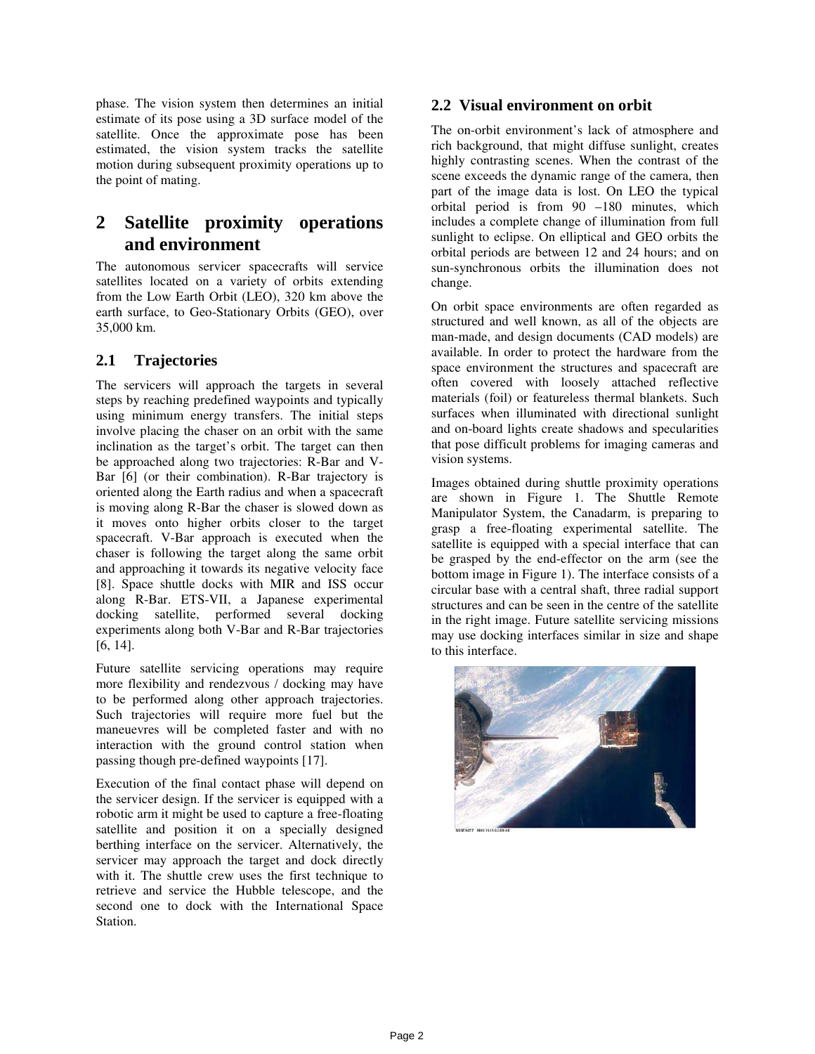phase. The vision system then determines an initial estimate of its pose using a 3D surface model of the satellite. Once the approximate pose has been estimated, the vision system tracks the satellite motion during subsequent proximity operations up to the point of mating.

# 2 Satellite proximity operations and environment

The autonomous servicer spacecrafts will service satellites located on a variety of orbits extending from the Low Earth Orbit (LEO), 320 km above the earth surface, to Geo-Stationary Orbits (GEO), over 35,000 km.

## 2.1 Trajectories

The servicers will approach the targets in several steps by reaching predefined waypoints and typically using minimum energy transfers. The initial steps involve placing the chaser on an orbit with the same inclination as the target's orbit. The target can then be approached along two trajectories: R-Bar and V-Bar [6] (or their combination). R-Bar trajectory is oriented along the Earth radius and when a spacecraft is moving along R-Bar the chaser is slowed down as it moves onto higher orbits closer to the target spacecraft. V-Bar approach is executed when the chaser is following the target along the same orbit and approaching it towards its negative velocity face [8]. Space shuttle docks with MIR and ISS occur along R-Bar. ETS-VII, a Japanese experimental docking satellite, performed several docking experiments along both V-Bar and R-Bar trajectories [6, 14].

Future satellite servicing operations may require more flexibility and rendezvous / docking may have to be performed along other approach trajectories. Such trajectories will require more fuel but the maneuevres will be completed faster and with no interaction with the ground control station when passing though pre-defined waypoints [17].

Execution of the final contact phase will depend on the servicer design. If the servicer is equipped with a robotic arm it might be used to capture a free-floating satellite and position it on a specially designed berthing interface on the servicer. Alternatively, the servicer may approach the target and dock directly with it. The shuttle crew uses the first technique to retrieve and service the Hubble telescope, and the second one to dock with the International Space Station.

## 2.2 Visual environment on orbit

The on-orbit environment's lack of atmosphere and rich background, that might diffuse sunlight, creates highly contrasting scenes. When the contrast of the scene exceeds the dynamic range of the camera, then part of the image data is lost. On LEO the typical orbital period is from 90 –180 minutes, which includes a complete change of illumination from full sunlight to eclipse. On elliptical and GEO orbits the orbital periods are between 12 and 24 hours; and on sun-synchronous orbits the illumination does not change.

On orbit space environments are often regarded as structured and well known, as all of the objects are man-made, and design documents (CAD models) are available. In order to protect the hardware from the space environment the structures and spacecraft are often covered with loosely attached reflective materials (foil) or featureless thermal blankets. Such surfaces when illuminated with directional sunlight and on-board lights create shadows and specularities that pose difficult problems for imaging cameras and vision systems.

Images obtained during shuttle proximity operations are shown in Figure 1. The Shuttle Remote Manipulator System, the Canadarm, is preparing to grasp a free-floating experimental satellite. The satellite is equipped with a special interface that can be grasped by the end-effector on the arm (see the bottom image in Figure 1). The interface consists of a circular base with a central shaft, three radial support structures and can be seen in the centre of the satellite in the right image. Future satellite servicing missions may use docking interfaces similar in size and shape to this interface.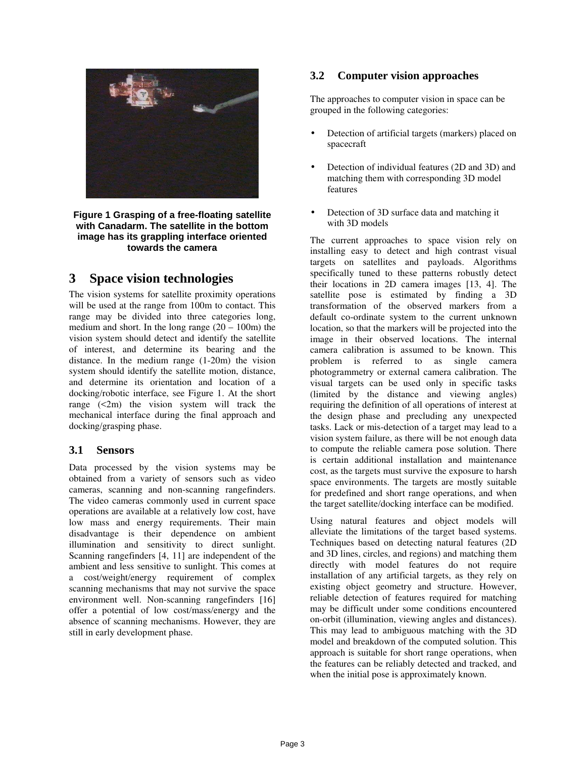**Figure 1 Grasping of a free-floating satellite with Canadarm. The satellite in the bottom image has its grappling interface oriented towards the camera**

# 3 Space vision technologies

The vision systems for satellite proximity operations will be used at the range from 100m to contact. This range may be divided into three categories long, medium and short. In the long range (20 – 100m) the vision system should detect and identify the satellite of interest, and determine its bearing and the distance. In the medium range (1-20m) the vision system should identify the satellite motion, distance, and determine its orientation and location of a docking/robotic interface, see Figure 1. At the short range (<2m) the vision system will track the mechanical interface during the final approach and docking/grasping phase.

## 3.1 Sensors

Data processed by the vision systems may be obtained from a variety of sensors such as video cameras, scanning and non-scanning rangefinders. The video cameras commonly used in current space operations are available at a relatively low cost, have low mass and energy requirements. Their main disadvantage is their dependence on ambient illumination and sensitivity to direct sunlight. Scanning rangefinders [4, 11] are independent of the ambient and less sensitive to sunlight. This comes at a cost/weight/energy requirement of complex scanning mechanisms that may not survive the space environment well. Non-scanning rangefinders [16] offer a potential of low cost/mass/energy and the absence of scanning mechanisms. However, they are still in early development phase.

## 3.2 Computer vision approaches

The approaches to computer vision in space can be grouped in the following categories:

- Detection of artificial targets (markers) placed on spacecraft
- Detection of individual features (2D and 3D) and matching them with corresponding 3D model features
- Detection of 3D surface data and matching it with 3D models

The current approaches to space vision rely on installing easy to detect and high contrast visual targets on satellites and payloads. Algorithms specifically tuned to these patterns robustly detect their locations in 2D camera images [13, 4]. The satellite pose is estimated by finding a 3D transformation of the observed markers from a default co-ordinate system to the current unknown location, so that the markers will be projected into the image in their observed locations. The internal camera calibration is assumed to be known. This problem is referred to as single camera photogrammetry or external camera calibration. The visual targets can be used only in specific tasks (limited by the distance and viewing angles) requiring the definition of all operations of interest at the design phase and precluding any unexpected tasks. Lack or mis-detection of a target may lead to a vision system failure, as there will be not enough data to compute the reliable camera pose solution. There is certain additional installation and maintenance cost, as the targets must survive the exposure to harsh space environments. The targets are mostly suitable for predefined and short range operations, and when the target satellite/docking interface can be modified.

Using natural features and object models will alleviate the limitations of the target based systems. Techniques based on detecting natural features (2D and 3D lines, circles, and regions) and matching them directly with model features do not require installation of any artificial targets, as they rely on existing object geometry and structure. However, reliable detection of features required for matching may be difficult under some conditions encountered on-orbit (illumination, viewing angles and distances). This may lead to ambiguous matching with the 3D model and breakdown of the computed solution. This approach is suitable for short range operations, when the features can be reliably detected and tracked, and when the initial pose is approximately known.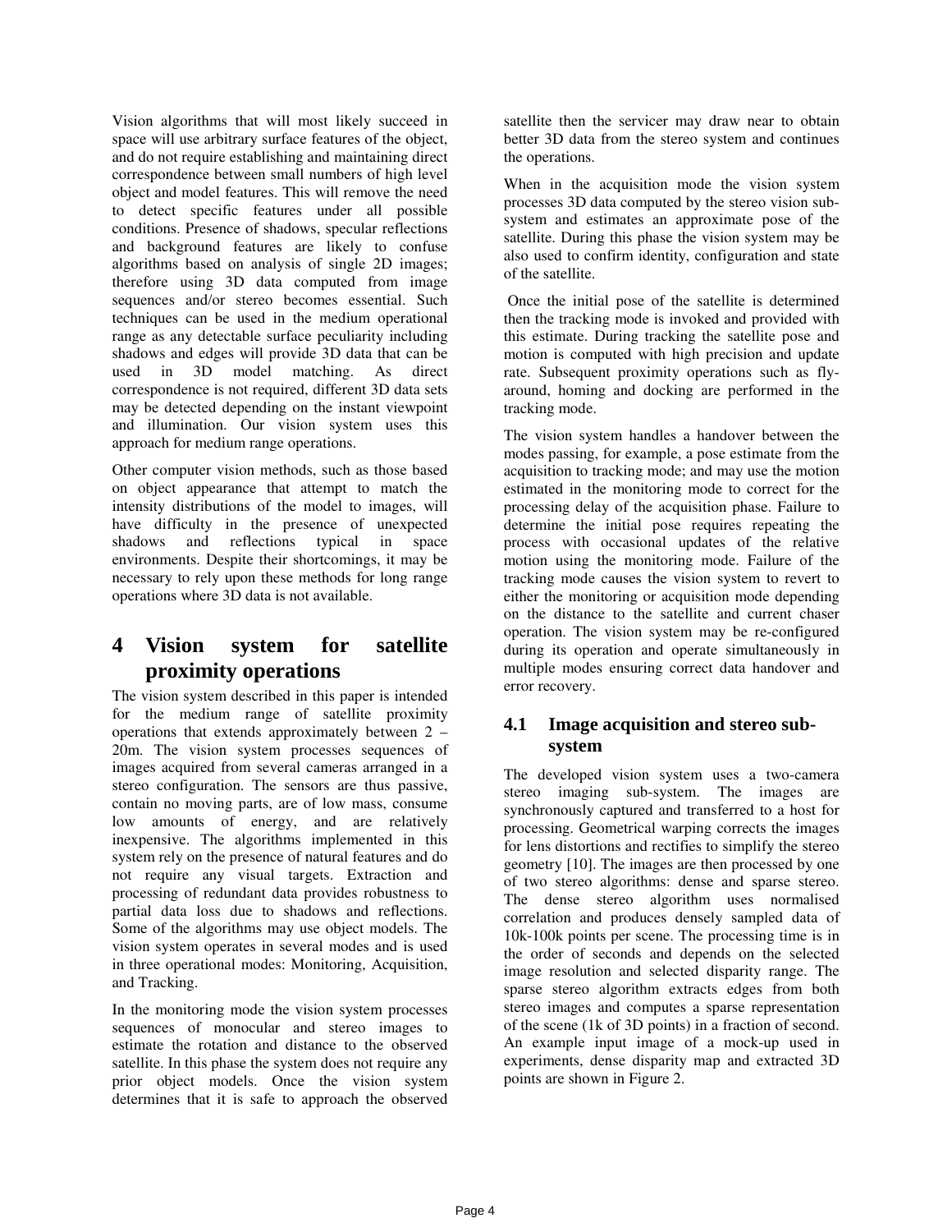Vision algorithms that will most likely succeed in space will use arbitrary surface features of the object, and do not require establishing and maintaining direct correspondence between small numbers of high level object and model features. This will remove the need to detect specific features under all possible conditions. Presence of shadows, specular reflections and background features are likely to confuse algorithms based on analysis of single 2D images; therefore using 3D data computed from image sequences and/or stereo becomes essential. Such techniques can be used in the medium operational range as any detectable surface peculiarity including shadows and edges will provide 3D data that can be used in 3D model matching. As direct correspondence is not required, different 3D data sets may be detected depending on the instant viewpoint and illumination. Our vision system uses this approach for medium range operations.

Other computer vision methods, such as those based on object appearance that attempt to match the intensity distributions of the model to images, will have difficulty in the presence of unexpected shadows and reflections typical in space environments. Despite their shortcomings, it may be necessary to rely upon these methods for long range operations where 3D data is not available.

# 4 Vision system for satellite proximity operations

The vision system described in this paper is intended for the medium range of satellite proximity operations that extends approximately between 2 – 20m. The vision system processes sequences of images acquired from several cameras arranged in a stereo configuration. The sensors are thus passive, contain no moving parts, are of low mass, consume low amounts of energy, and are relatively inexpensive. The algorithms implemented in this system rely on the presence of natural features and do not require any visual targets. Extraction and processing of redundant data provides robustness to partial data loss due to shadows and reflections. Some of the algorithms may use object models. The vision system operates in several modes and is used in three operational modes: Monitoring, Acquisition, and Tracking.

In the monitoring mode the vision system processes sequences of monocular and stereo images to estimate the rotation and distance to the observed satellite. In this phase the system does not require any prior object models. Once the vision system determines that it is safe to approach the observed satellite then the servicer may draw near to obtain better 3D data from the stereo system and continues the operations.

When in the acquisition mode the vision system processes 3D data computed by the stereo vision sub-system and estimates an approximate pose of the satellite. During this phase the vision system may be also used to confirm identity, configuration and state of the satellite.

Once the initial pose of the satellite is determined then the tracking mode is invoked and provided with this estimate. During tracking the satellite pose and motion is computed with high precision and update rate. Subsequent proximity operations such as fly-around, homing and docking are performed in the tracking mode.

The vision system handles a handover between the modes passing, for example, a pose estimate from the acquisition to tracking mode; and may use the motion estimated in the monitoring mode to correct for the processing delay of the acquisition phase. Failure to determine the initial pose requires repeating the process with occasional updates of the relative motion using the monitoring mode. Failure of the tracking mode causes the vision system to revert to either the monitoring or acquisition mode depending on the distance to the satellite and current chaser operation. The vision system may be re-configured during its operation and operate simultaneously in multiple modes ensuring correct data handover and error recovery.

## 4.1 Image acquisition and stereo sub-system

The developed vision system uses a two-camera stereo imaging sub-system. The images are synchronously captured and transferred to a host for processing. Geometrical warping corrects the images for lens distortions and rectifies to simplify the stereo geometry [10]. The images are then processed by one of two stereo algorithms: dense and sparse stereo. The dense stereo algorithm uses normalised correlation and produces densely sampled data of 10k-100k points per scene. The processing time is in the order of seconds and depends on the selected image resolution and selected disparity range. The sparse stereo algorithm extracts edges from both stereo images and computes a sparse representation of the scene (1k of 3D points) in a fraction of second. An example input image of a mock-up used in experiments, dense disparity map and extracted 3D points are shown in Figure 2.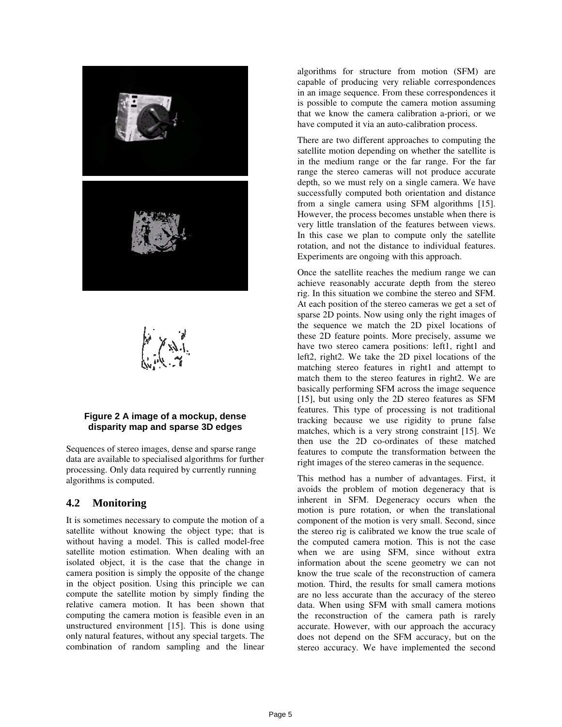**Figure 2 A image of a mockup, dense disparity map and sparse 3D edges**

Sequences of stereo images, dense and sparse range data are available to specialised algorithms for further processing. Only data required by currently running algorithms is computed.

## 4.2 Monitoring

It is sometimes necessary to compute the motion of a satellite without knowing the object type; that is without having a model. This is called model-free satellite motion estimation. When dealing with an isolated object, it is the case that the change in camera position is simply the opposite of the change in the object position. Using this principle we can compute the satellite motion by simply finding the relative camera motion. It has been shown that computing the camera motion is feasible even in an unstructured environment [15]. This is done using only natural features, without any special targets. The combination of random sampling and the linear algorithms for structure from motion (SFM) are capable of producing very reliable correspondences in an image sequence. From these correspondences it is possible to compute the camera motion assuming that we know the camera calibration a-priori, or we have computed it via an auto-calibration process.

There are two different approaches to computing the satellite motion depending on whether the satellite is in the medium range or the far range. For the far range the stereo cameras will not produce accurate depth, so we must rely on a single camera. We have successfully computed both orientation and distance from a single camera using SFM algorithms [15]. However, the process becomes unstable when there is very little translation of the features between views. In this case we plan to compute only the satellite rotation, and not the distance to individual features. Experiments are ongoing with this approach.

Once the satellite reaches the medium range we can achieve reasonably accurate depth from the stereo rig. In this situation we combine the stereo and SFM. At each position of the stereo cameras we get a set of sparse 2D points. Now using only the right images of the sequence we match the 2D pixel locations of these 2D feature points. More precisely, assume we have two stereo camera positions: left1, right1 and left2, right2. We take the 2D pixel locations of the matching stereo features in right1 and attempt to match them to the stereo features in right2. We are basically performing SFM across the image sequence [15], but using only the 2D stereo features as SFM features. This type of processing is not traditional tracking because we use rigidity to prune false matches, which is a very strong constraint [15]. We then use the 2D co-ordinates of these matched features to compute the transformation between the right images of the stereo cameras in the sequence.

This method has a number of advantages. First, it avoids the problem of motion degeneracy that is inherent in SFM. Degeneracy occurs when the motion is pure rotation, or when the translational component of the motion is very small. Second, since the stereo rig is calibrated we know the true scale of the computed camera motion. This is not the case when we are using SFM, since without extra information about the scene geometry we can not know the true scale of the reconstruction of camera motion. Third, the results for small camera motions are no less accurate than the accuracy of the stereo data. When using SFM with small camera motions the reconstruction of the camera path is rarely accurate. However, with our approach the accuracy does not depend on the SFM accuracy, but on the stereo accuracy. We have implemented the second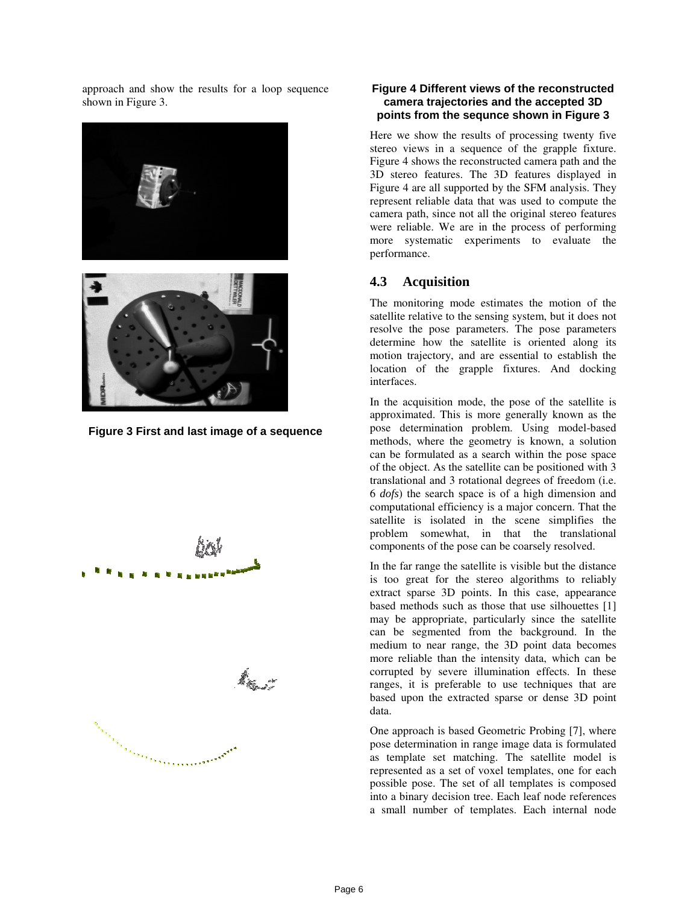approach and show the results for a loop sequence shown in Figure 3.

**Figure 3 First and last image of a sequence**

**Figure 4 Different views of the reconstructed camera trajectories and the accepted 3D points from the sequnce shown in Figure 3**

Here we show the results of processing twenty five stereo views in a sequence of the grapple fixture. Figure 4 shows the reconstructed camera path and the 3D stereo features. The 3D features displayed in Figure 4 are all supported by the SFM analysis. They represent reliable data that was used to compute the camera path, since not all the original stereo features were reliable. We are in the process of performing more systematic experiments to evaluate the performance.

## 4.3 Acquisition

The monitoring mode estimates the motion of the satellite relative to the sensing system, but it does not resolve the pose parameters. The pose parameters determine how the satellite is oriented along its motion trajectory, and are essential to establish the location of the grapple fixtures. And docking interfaces.

In the acquisition mode, the pose of the satellite is approximated. This is more generally known as the pose determination problem. Using model-based methods, where the geometry is known, a solution can be formulated as a search within the pose space of the object. As the satellite can be positioned with 3 translational and 3 rotational degrees of freedom (i.e. 6 *dofs*) the search space is of a high dimension and computational efficiency is a major concern. That the satellite is isolated in the scene simplifies the problem somewhat, in that the translational components of the pose can be coarsely resolved.

In the far range the satellite is visible but the distance is too great for the stereo algorithms to reliably extract sparse 3D points. In this case, appearance based methods such as those that use silhouettes [1] may be appropriate, particularly since the satellite can be segmented from the background. In the medium to near range, the 3D point data becomes more reliable than the intensity data, which can be corrupted by severe illumination effects. In these ranges, it is preferable to use techniques that are based upon the extracted sparse or dense 3D point data.

One approach is based Geometric Probing [7], where pose determination in range image data is formulated as template set matching. The satellite model is represented as a set of voxel templates, one for each possible pose. The set of all templates is composed into a binary decision tree. Each leaf node references a small number of templates. Each internal node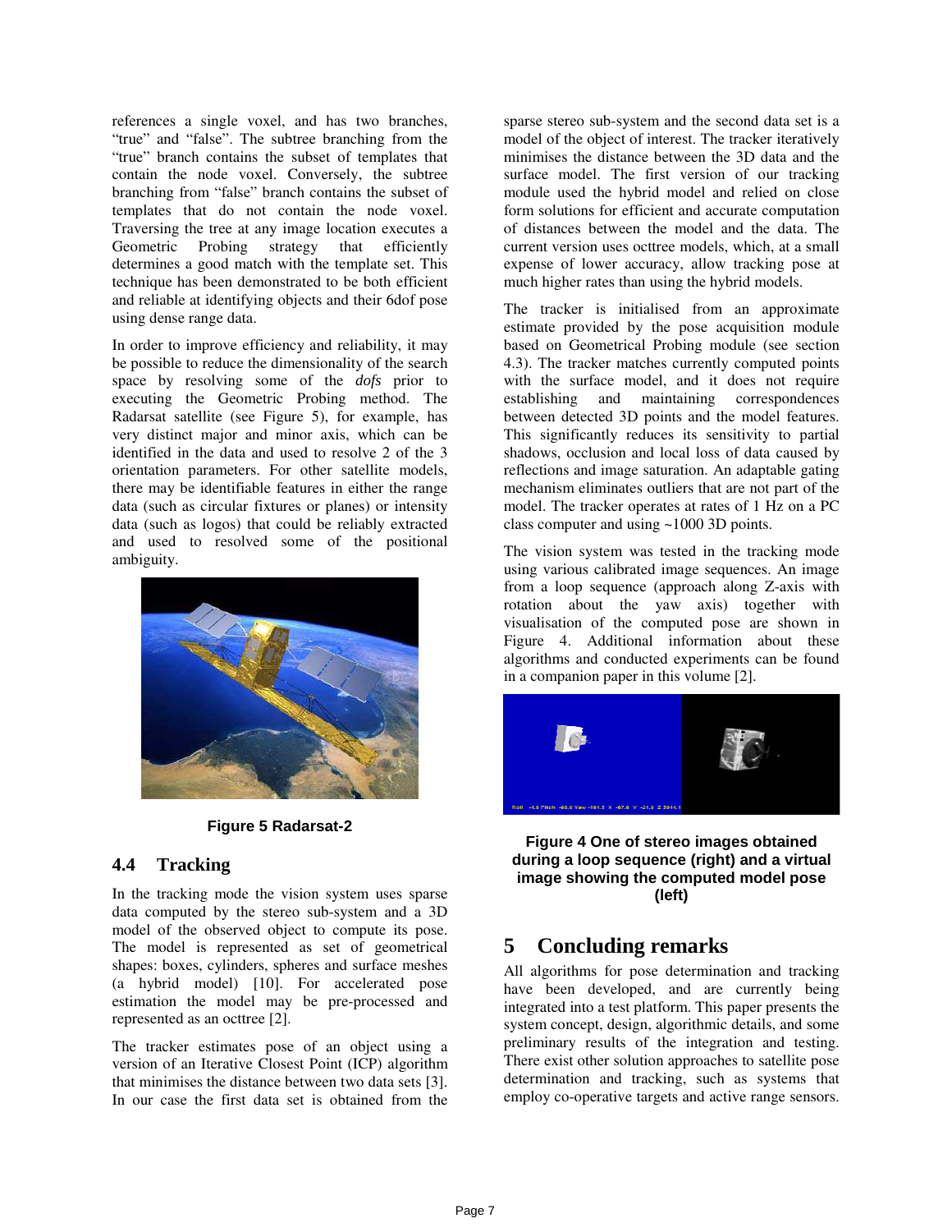references a single voxel, and has two branches, "true" and "false". The subtree branching from the "true" branch contains the subset of templates that contain the node voxel. Conversely, the subtree branching from "false" branch contains the subset of templates that do not contain the node voxel. Traversing the tree at any image location executes a Geometric Probing strategy that efficiently determines a good match with the template set. This technique has been demonstrated to be both efficient and reliable at identifying objects and their 6dof pose using dense range data.

In order to improve efficiency and reliability, it may be possible to reduce the dimensionality of the search space by resolving some of the *dofs* prior to executing the Geometric Probing method. The Radarsat satellite (see Figure 5), for example, has very distinct major and minor axis, which can be identified in the data and used to resolve 2 of the 3 orientation parameters. For other satellite models, there may be identifiable features in either the range data (such as circular fixtures or planes) or intensity data (such as logos) that could be reliably extracted and used to resolved some of the positional ambiguity.

**Figure 5 Radarsat-2**

## 4.4 Tracking

In the tracking mode the vision system uses sparse data computed by the stereo sub-system and a 3D model of the observed object to compute its pose. The model is represented as set of geometrical shapes: boxes, cylinders, spheres and surface meshes (a hybrid model) [10]. For accelerated pose estimation the model may be pre-processed and represented as an octtree [2].

The tracker estimates pose of an object using a version of an Iterative Closest Point (ICP) algorithm that minimises the distance between two data sets [3]. In our case the first data set is obtained from the sparse stereo sub-system and the second data set is a model of the object of interest. The tracker iteratively minimises the distance between the 3D data and the surface model. The first version of our tracking module used the hybrid model and relied on close form solutions for efficient and accurate computation of distances between the model and the data. The current version uses octtree models, which, at a small expense of lower accuracy, allow tracking pose at much higher rates than using the hybrid models.

The tracker is initialised from an approximate estimate provided by the pose acquisition module based on Geometrical Probing module (see section 4.3). The tracker matches currently computed points with the surface model, and it does not require establishing and maintaining correspondences between detected 3D points and the model features. This significantly reduces its sensitivity to partial shadows, occlusion and local loss of data caused by reflections and image saturation. An adaptable gating mechanism eliminates outliers that are not part of the model. The tracker operates at rates of 1 Hz on a PC class computer and using ~1000 3D points.

The vision system was tested in the tracking mode using various calibrated image sequences. An image from a loop sequence (approach along Z-axis with rotation about the yaw axis) together with visualisation of the computed pose are shown in Figure 4. Additional information about these algorithms and conducted experiments can be found in a companion paper in this volume [2].

**Figure 4 One of stereo images obtained during a loop sequence (right) and a virtual image showing the computed model pose (left)**

# 5 Concluding remarks

All algorithms for pose determination and tracking have been developed, and are currently being integrated into a test platform. This paper presents the system concept, design, algorithmic details, and some preliminary results of the integration and testing. There exist other solution approaches to satellite pose determination and tracking, such as systems that employ co-operative targets and active range sensors.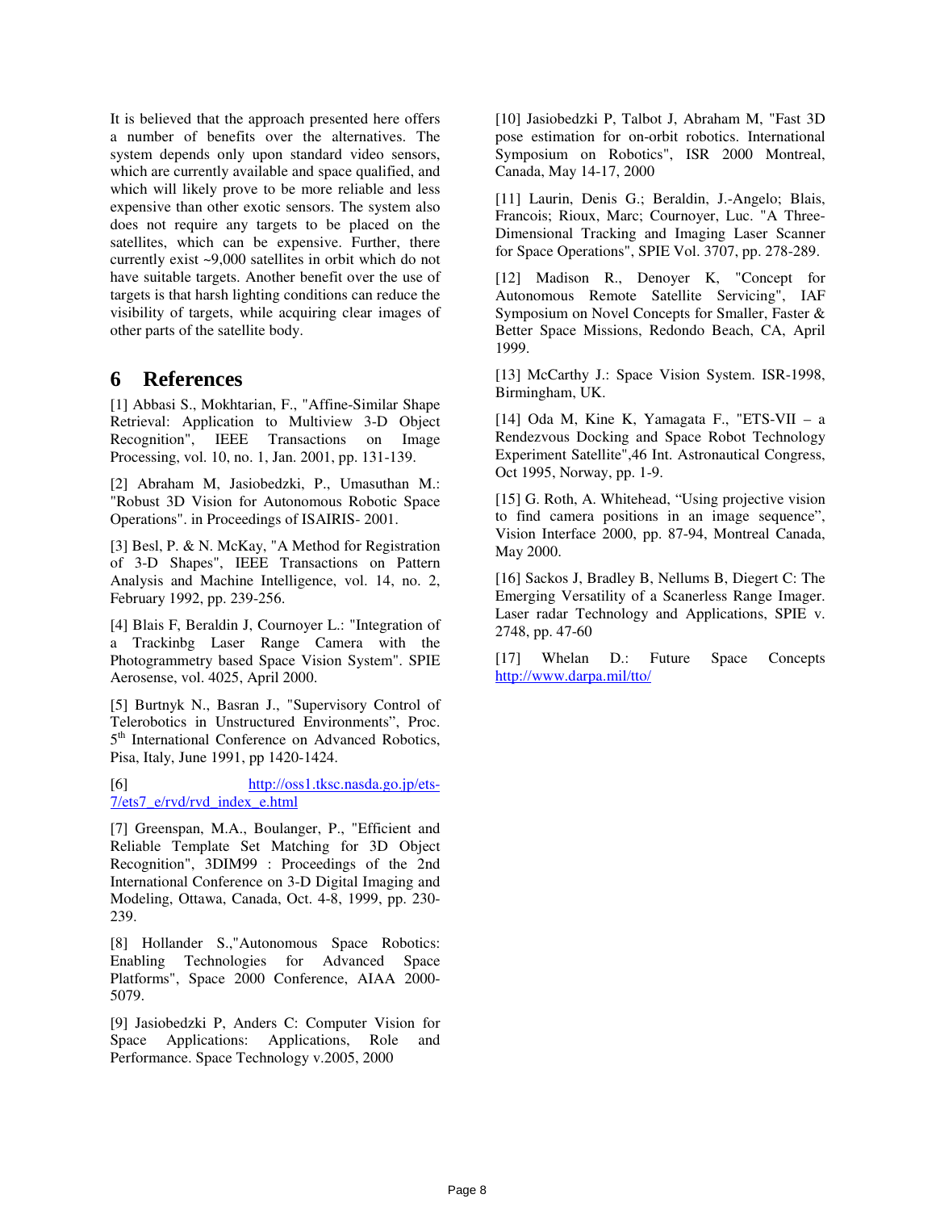It is believed that the approach presented here offers a number of benefits over the alternatives. The system depends only upon standard video sensors, which are currently available and space qualified, and which will likely prove to be more reliable and less expensive than other exotic sensors. The system also does not require any targets to be placed on the satellites, which can be expensive. Further, there currently exist ~9,000 satellites in orbit which do not have suitable targets. Another benefit over the use of targets is that harsh lighting conditions can reduce the visibility of targets, while acquiring clear images of other parts of the satellite body.

# 6 References

[1] Abbasi S., Mokhtarian, F., "Affine-Similar Shape Retrieval: Application to Multiview 3-D Object Recognition", IEEE Transactions on Image Processing, vol. 10, no. 1, Jan. 2001, pp. 131-139.

[2] Abraham M, Jasiobedzki, P., Umasuthan M.: "Robust 3D Vision for Autonomous Robotic Space Operations". in Proceedings of ISAIRIS- 2001.

[3] Besl, P. & N. McKay, "A Method for Registration of 3-D Shapes", IEEE Transactions on Pattern Analysis and Machine Intelligence, vol. 14, no. 2, February 1992, pp. 239-256.

[4] Blais F, Beraldin J, Cournoyer L.: "Integration of a Trackinbg Laser Range Camera with the Photogrammetry based Space Vision System". SPIE Aerosense, vol. 4025, April 2000.

[5] Burtnyk N., Basran J., "Supervisory Control of Telerobotics in Unstructured Environments", Proc. 5th International Conference on Advanced Robotics, Pisa, Italy, June 1991, pp 1420-1424.

[6] http://oss1.tksc.nasda.go.jp/ets-7/ets7_e/rvd/rvd_index_e.html

[7] Greenspan, M.A., Boulanger, P., "Efficient and Reliable Template Set Matching for 3D Object Recognition", 3DIM99 : Proceedings of the 2nd International Conference on 3-D Digital Imaging and Modeling, Ottawa, Canada, Oct. 4-8, 1999, pp. 230-239.

[8] Hollander S.,"Autonomous Space Robotics: Enabling Technologies for Advanced Space Platforms", Space 2000 Conference, AIAA 2000-5079.

[9] Jasiobedzki P, Anders C: Computer Vision for Space Applications: Applications, Role and Performance. Space Technology v.2005, 2000

[10] Jasiobedzki P, Talbot J, Abraham M, "Fast 3D pose estimation for on-orbit robotics. International Symposium on Robotics", ISR 2000 Montreal, Canada, May 14-17, 2000

[11] Laurin, Denis G.; Beraldin, J.-Angelo; Blais, Francois; Rioux, Marc; Cournoyer, Luc. "A Three-Dimensional Tracking and Imaging Laser Scanner for Space Operations", SPIE Vol. 3707, pp. 278-289.

[12] Madison R., Denoyer K, "Concept for Autonomous Remote Satellite Servicing", IAF Symposium on Novel Concepts for Smaller, Faster & Better Space Missions, Redondo Beach, CA, April 1999.

[13] McCarthy J.: Space Vision System. ISR-1998, Birmingham, UK.

[14] Oda M, Kine K, Yamagata F., "ETS-VII – a Rendezvous Docking and Space Robot Technology Experiment Satellite",46 Int. Astronautical Congress, Oct 1995, Norway, pp. 1-9.

[15] G. Roth, A. Whitehead, "Using projective vision to find camera positions in an image sequence", Vision Interface 2000, pp. 87-94, Montreal Canada, May 2000.

[16] Sackos J, Bradley B, Nellums B, Diegert C: The Emerging Versatility of a Scanerless Range Imager. Laser radar Technology and Applications, SPIE v. 2748, pp. 47-60

[17] Whelan D.: Future Space Concepts http://www.darpa.mil/tto/